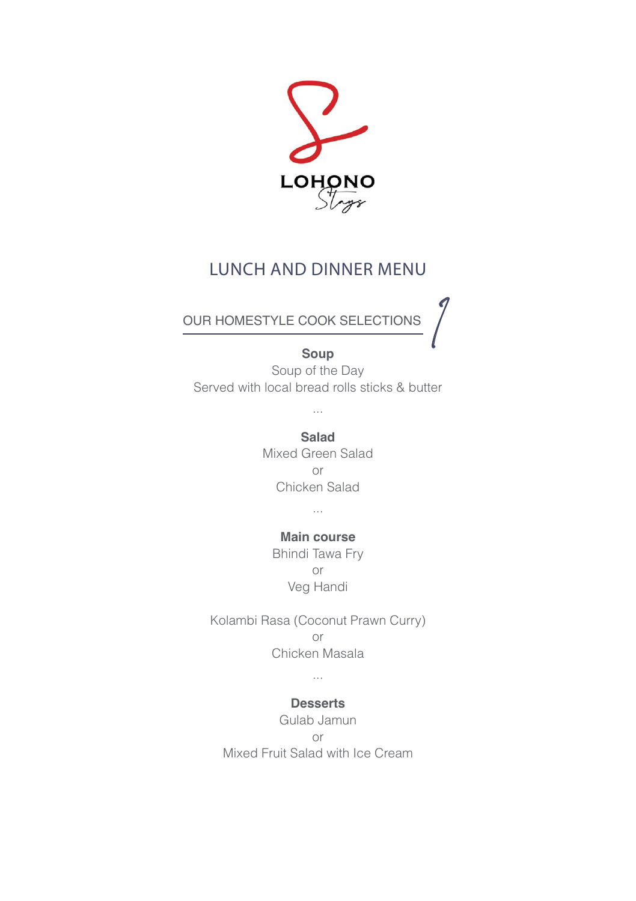LOHONO Stays

# LUNCH AND DINNER MENU

## OUR HOMESTYLE COOK SELECTIONS 1

**Soup**

Soup of the Day

Served with local bread rolls sticks & butter

...

**Salad**

Mixed Green Salad

or

Chicken Salad

...

**Main course**

Bhindi Tawa Fry

or

Veg Handi

Kolambi Rasa (Coconut Prawn Curry)

or

Chicken Masala

...

**Desserts**

Gulab Jamun

or

Mixed Fruit Salad with Ice Cream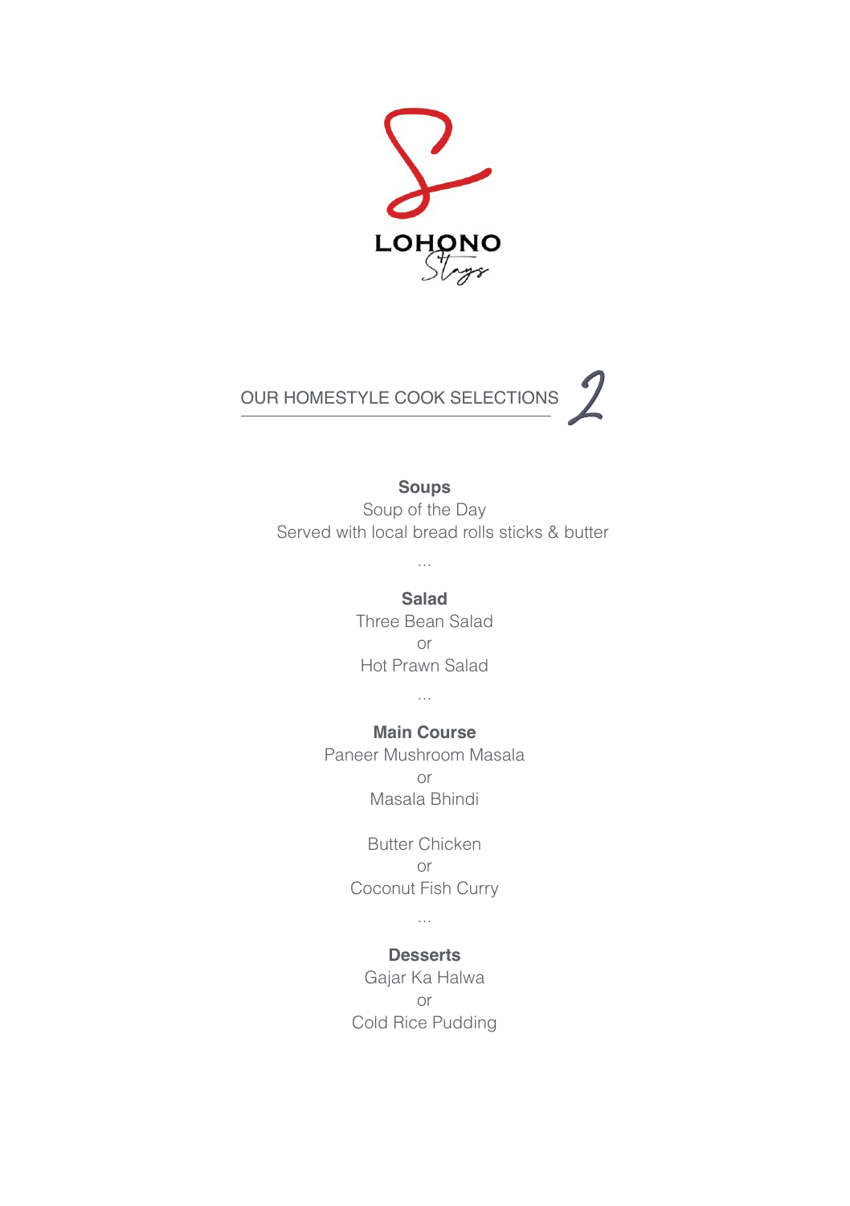LOHONO Stays

## OUR HOMESTYLE COOK SELECTIONS 2

**Soups**

Soup of the Day

Served with local bread rolls sticks & butter

...

**Salad**

Three Bean Salad

or

Hot Prawn Salad

...

**Main Course**

Paneer Mushroom Masala

or

Masala Bhindi

Butter Chicken

or

Coconut Fish Curry

...

**Desserts**

Gajar Ka Halwa

or

Cold Rice Pudding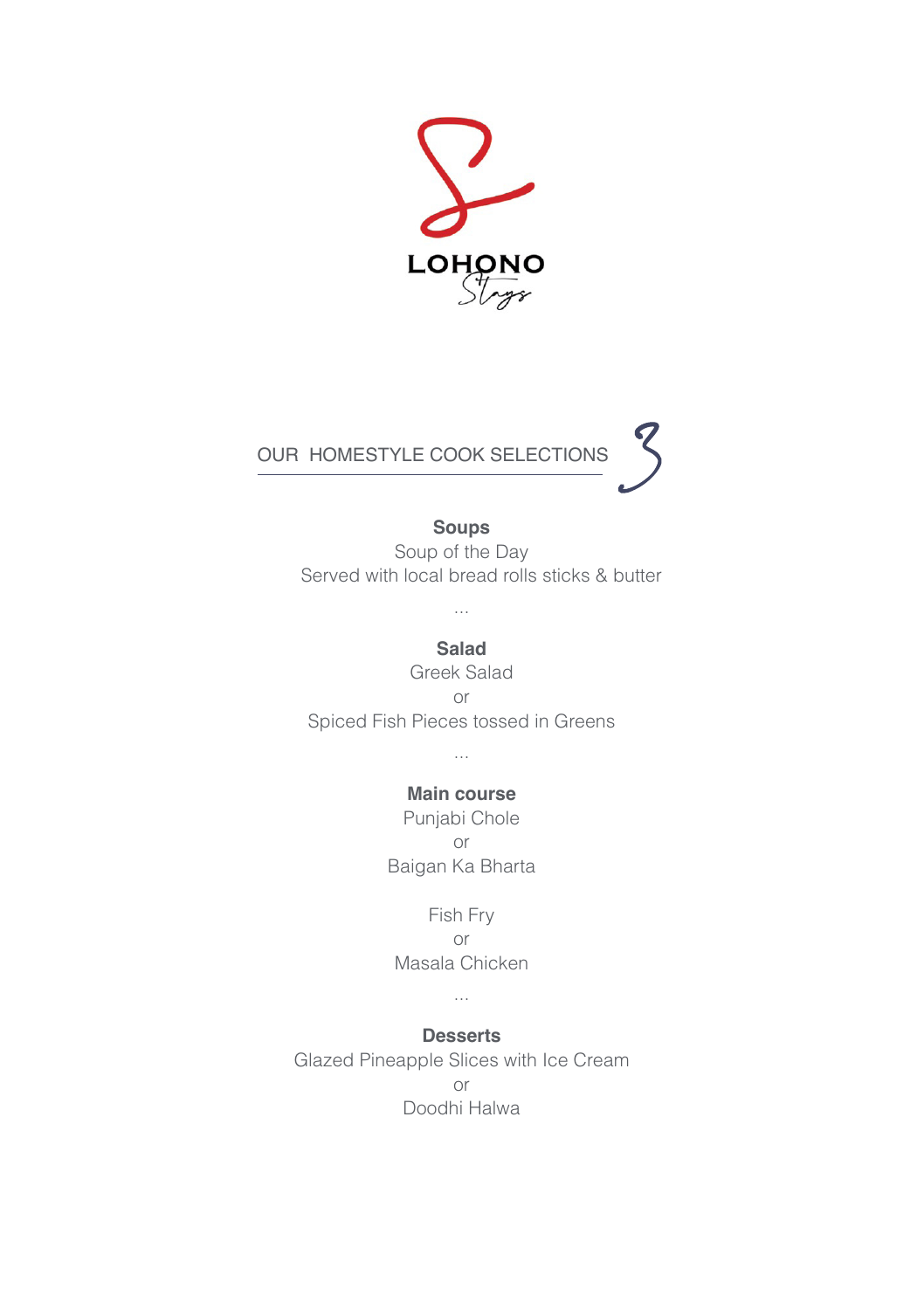LOHONO Stays

## OUR HOMESTYLE COOK SELECTIONS 3

**Soups**

Soup of the Day

Served with local bread rolls sticks & butter

...

**Salad**

Greek Salad

or

Spiced Fish Pieces tossed in Greens

...

**Main course**

Punjabi Chole

or

Baigan Ka Bharta

Fish Fry

or

Masala Chicken

...

**Desserts**

Glazed Pineapple Slices with Ice Cream

or

Doodhi Halwa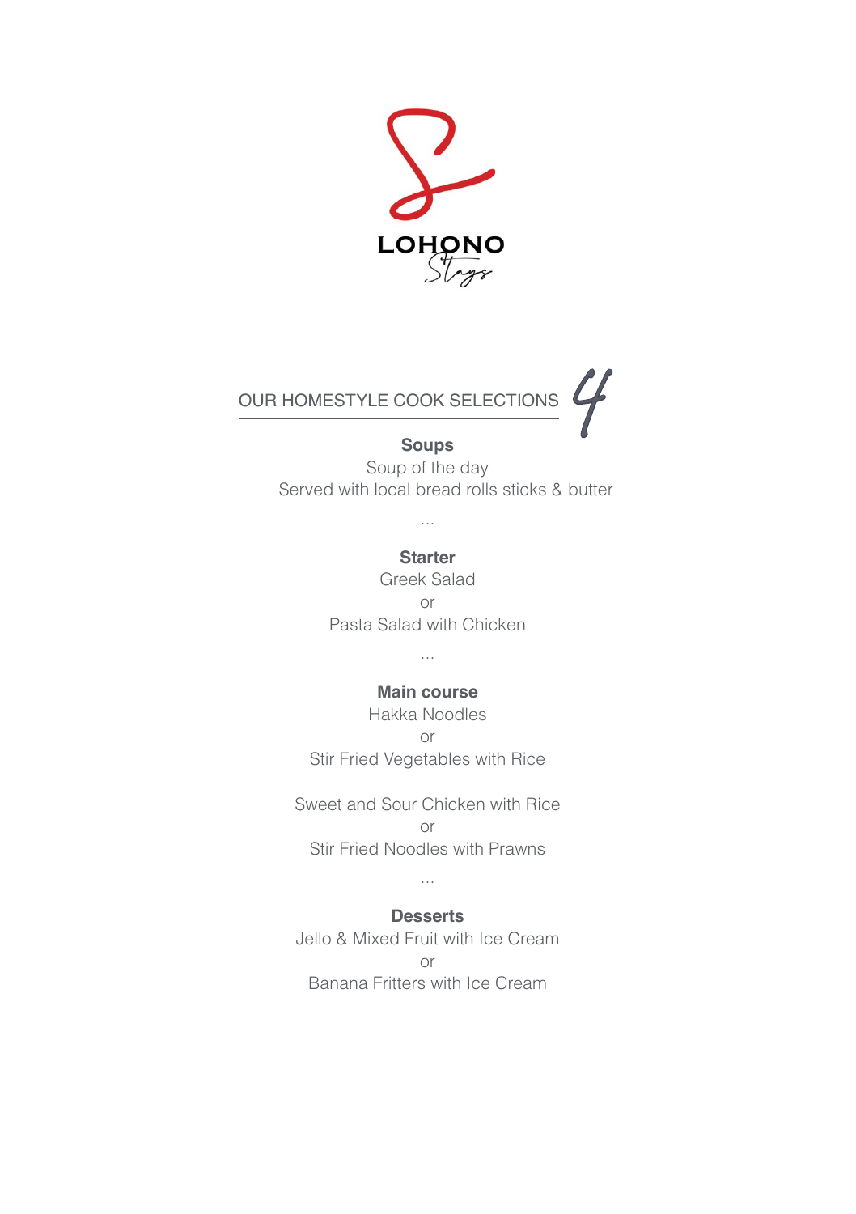LOHONO Stays

## OUR HOMESTYLE COOK SELECTIONS 4

**Soups**

Soup of the day

Served with local bread rolls sticks & butter

...

**Starter**

Greek Salad

or

Pasta Salad with Chicken

...

**Main course**

Hakka Noodles

or

Stir Fried Vegetables with Rice

Sweet and Sour Chicken with Rice

or

Stir Fried Noodles with Prawns

...

**Desserts**

Jello & Mixed Fruit with Ice Cream

or

Banana Fritters with Ice Cream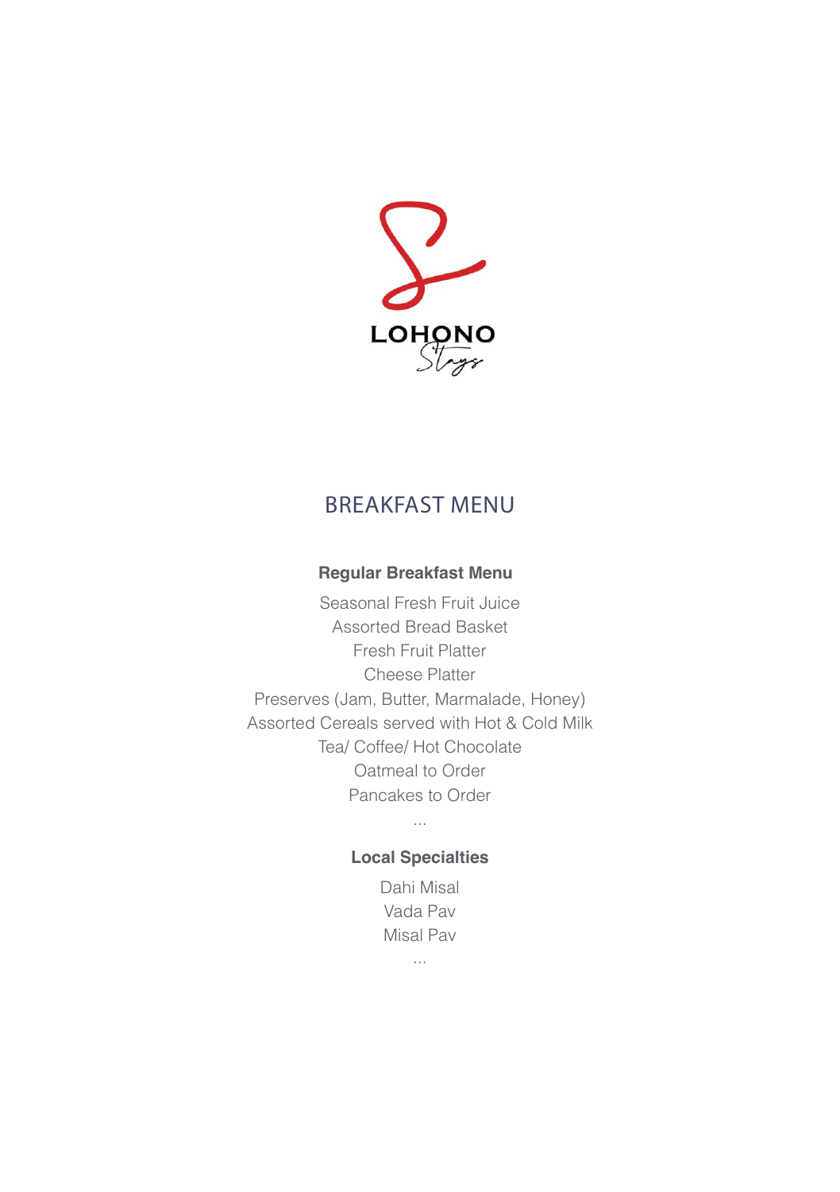LOHONO Stays

# BREAKFAST MENU

### Regular Breakfast Menu

Seasonal Fresh Fruit Juice
Assorted Bread Basket
Fresh Fruit Platter
Cheese Platter
Preserves (Jam, Butter, Marmalade, Honey)
Assorted Cereals served with Hot & Cold Milk
Tea/ Coffee/ Hot Chocolate
Oatmeal to Order
Pancakes to Order

...

### Local Specialties

Dahi Misal
Vada Pav
Misal Pav

...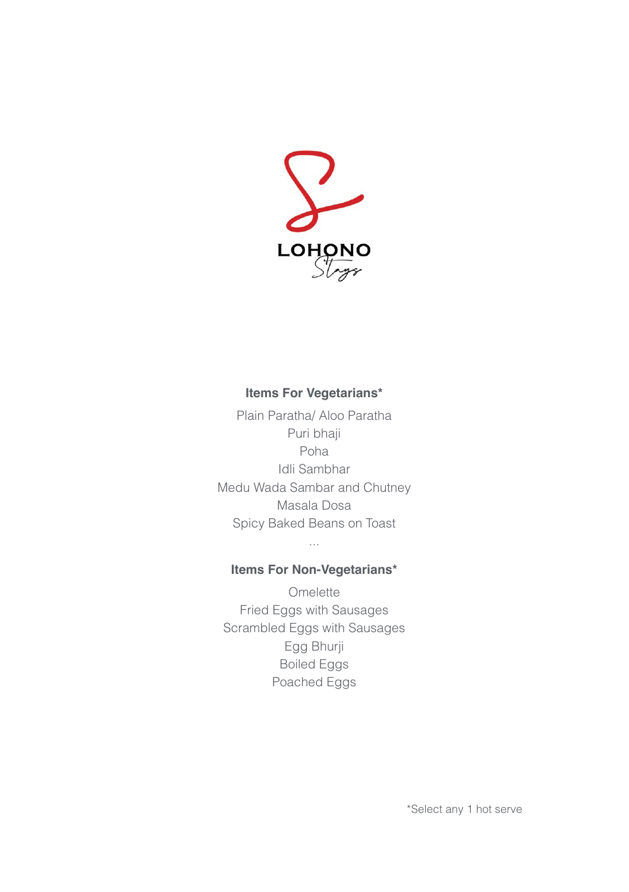LOHONO Stays

**Items For Vegetarians***

Plain Paratha/ Aloo Paratha
Puri bhaji
Poha
Idli Sambhar
Medu Wada Sambar and Chutney
Masala Dosa
Spicy Baked Beans on Toast
...

**Items For Non-Vegetarians***

Omelette
Fried Eggs with Sausages
Scrambled Eggs with Sausages
Egg Bhurji
Boiled Eggs
Poached Eggs

*Select any 1 hot serve